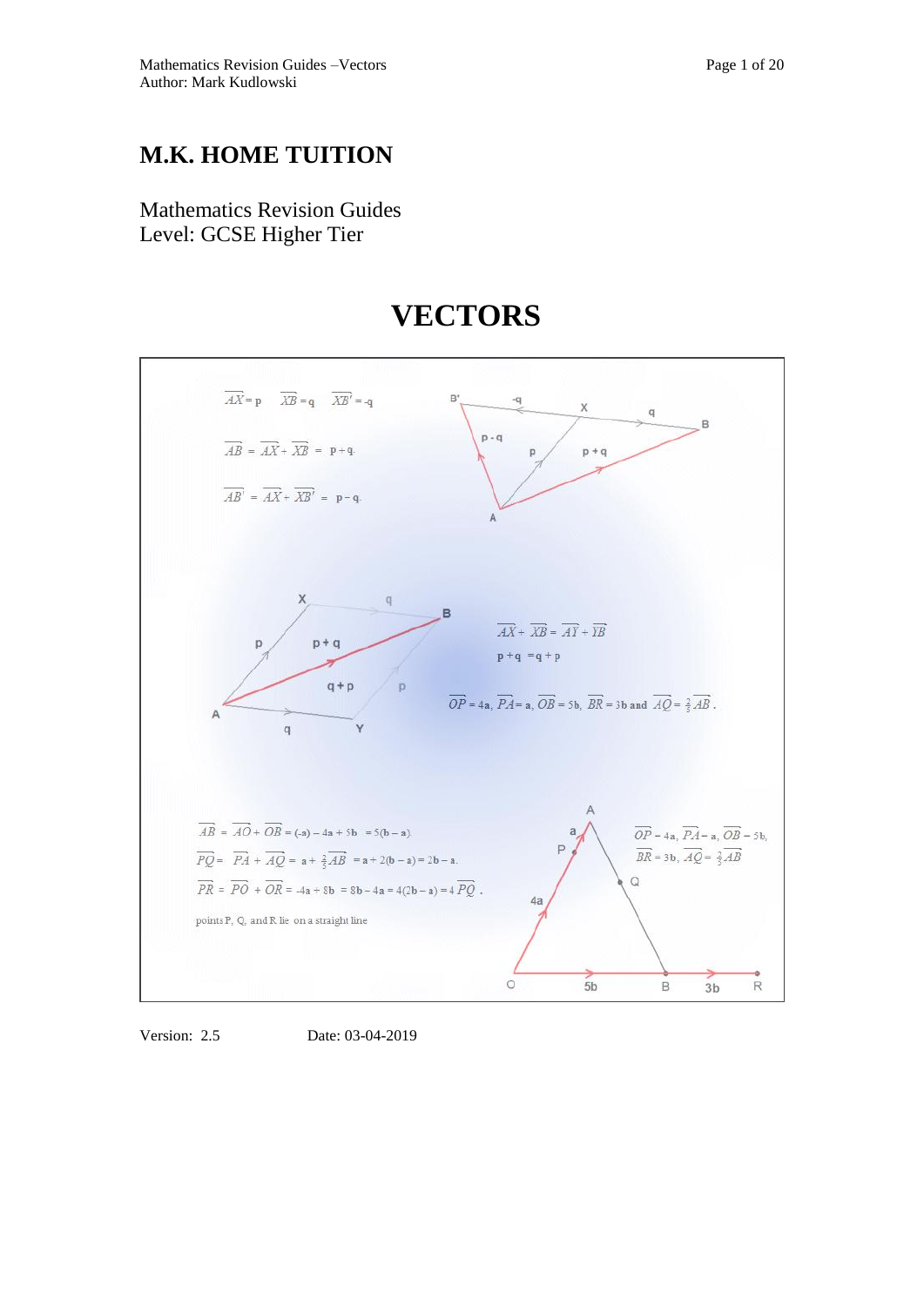# M.K. HOME TUITION

Mathematics Revision Guides
Level: GCSE Higher Tier

# VECTORS

$\overrightarrow{AX} = \mathbf{p}$ $\overrightarrow{XB} = \mathbf{q}$ $\overrightarrow{XB'} = -\mathbf{q}$

$\overrightarrow{AB} = \overrightarrow{AX} + \overrightarrow{XB} = \mathbf{p} + \mathbf{q}$

$\overrightarrow{AB'} = \overrightarrow{AX} + \overrightarrow{XB'} = \mathbf{p} - \mathbf{q}$

$\overrightarrow{AX} + \overrightarrow{XB} = \overrightarrow{AY} + \overrightarrow{YB}$

$\mathbf{p} + \mathbf{q} = \mathbf{q} + \mathbf{p}$

$\overrightarrow{OP} = 4\mathbf{a}$, $\overrightarrow{PA} = \mathbf{a}$, $\overrightarrow{OB} = 5\mathbf{b}$, $\overrightarrow{BR} = 3\mathbf{b}$ and $\overrightarrow{AQ} = \frac{2}{5}\overrightarrow{AB}$.

$\overrightarrow{AB} = \overrightarrow{AO} + \overrightarrow{OB} = (\text{-}\mathbf{a}) - 4\mathbf{a} + 5\mathbf{b} = 5(\mathbf{b} - \mathbf{a})$

$\overrightarrow{PQ} = \overrightarrow{PA} + \overrightarrow{AQ} = \mathbf{a} + \frac{2}{5}\overrightarrow{AB} = \mathbf{a} + 2(\mathbf{b} - \mathbf{a}) = 2\mathbf{b} - \mathbf{a}$

$\overrightarrow{PR} = \overrightarrow{PO} + \overrightarrow{OR} = \text{-}4\mathbf{a} + 8\mathbf{b} = 8\mathbf{b} - 4\mathbf{a} = 4(2\mathbf{b} - \mathbf{a}) = 4\overrightarrow{PQ}$.

points P, Q, and R lie on a straight line

$\overrightarrow{OP} = 4\mathbf{a}$, $\overrightarrow{PA} = \mathbf{a}$, $\overrightarrow{OB} = 5\mathbf{b}$,
$\overrightarrow{BR} = 3\mathbf{b}$, $\overrightarrow{AQ} = \frac{2}{5}\overrightarrow{AB}$

Version: 2.5 Date: 03-04-2019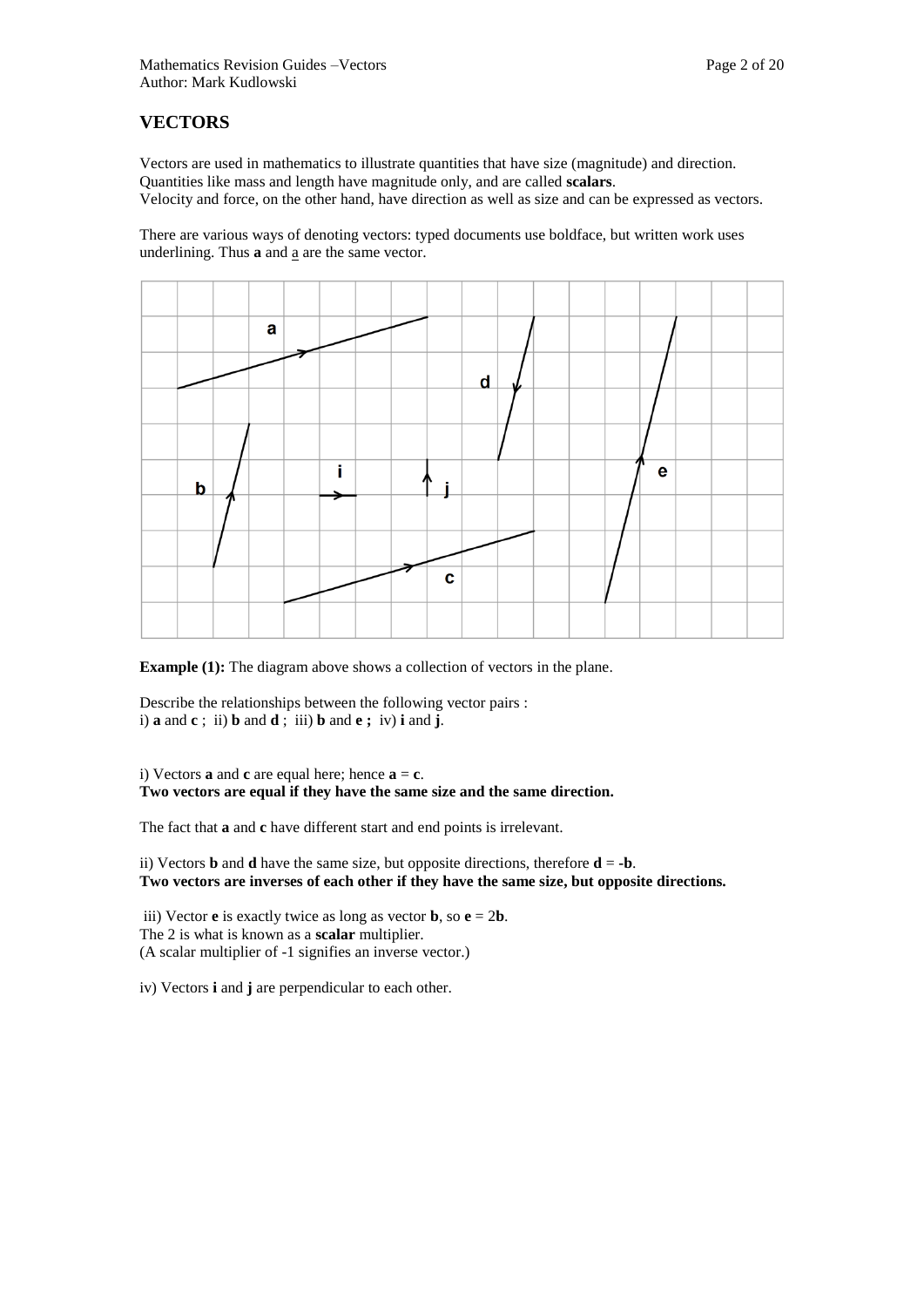## VECTORS

Vectors are used in mathematics to illustrate quantities that have size (magnitude) and direction. Quantities like mass and length have magnitude only, and are called **scalars**.
Velocity and force, on the other hand, have direction as well as size and can be expressed as vectors.

There are various ways of denoting vectors: typed documents use boldface, but written work uses underlining. Thus **a** and $\underline{a}$ are the same vector.

**Example (1):** The diagram above shows a collection of vectors in the plane.

Describe the relationships between the following vector pairs :
i) **a** and **c** ; ii) **b** and **d** ; iii) **b** and **e ;** iv) **i** and **j**.

i) Vectors **a** and **c** are equal here; hence **a** = **c**.
**Two vectors are equal if they have the same size and the same direction.**

The fact that **a** and **c** have different start and end points is irrelevant.

ii) Vectors **b** and **d** have the same size, but opposite directions, therefore **d** = **-b**.
**Two vectors are inverses of each other if they have the same size, but opposite directions.**

iii) Vector **e** is exactly twice as long as vector **b**, so **e** = 2**b**.
The 2 is what is known as a **scalar** multiplier.
(A scalar multiplier of -1 signifies an inverse vector.)

iv) Vectors **i** and **j** are perpendicular to each other.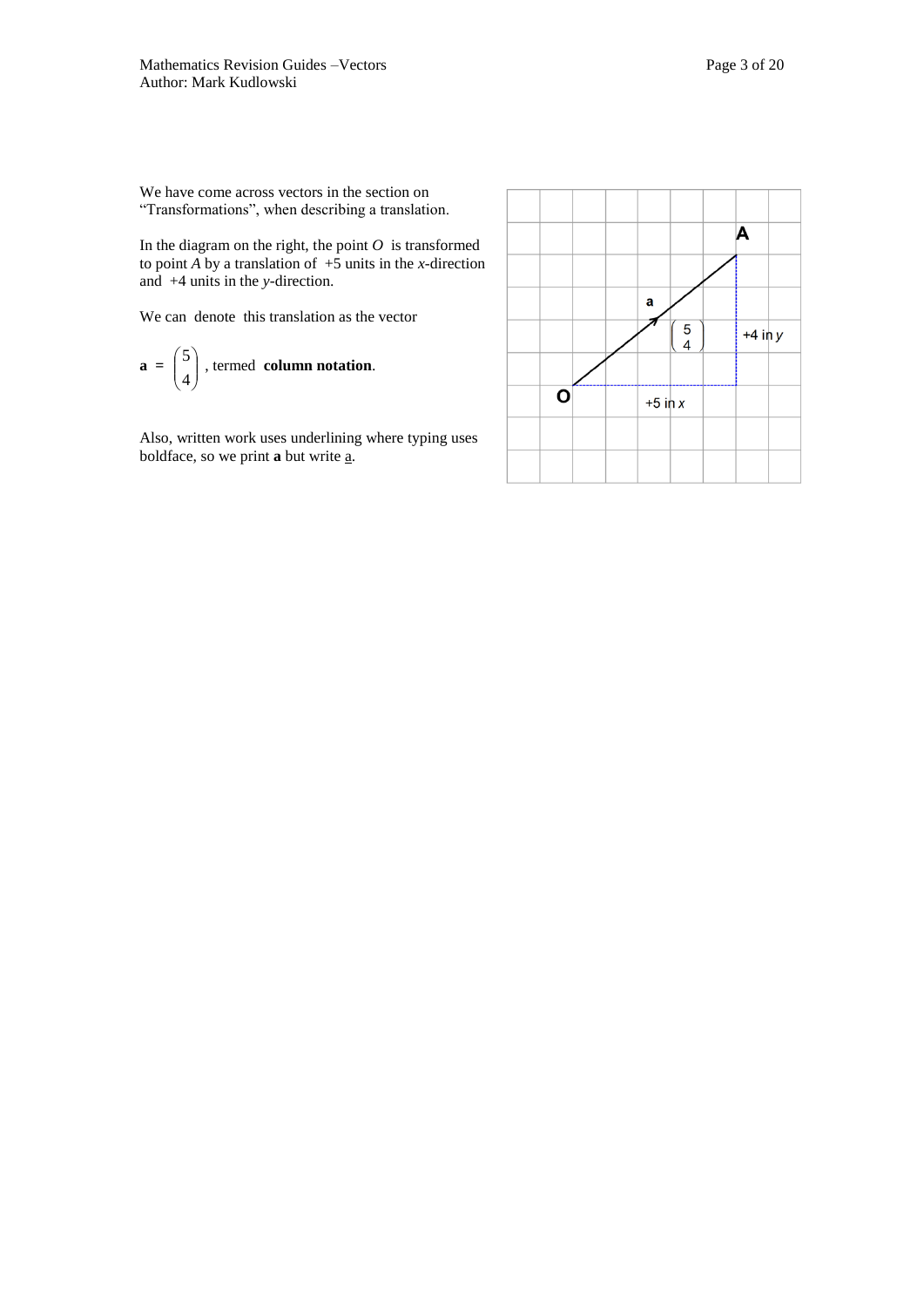We have come across vectors in the section on "Transformations", when describing a translation.

In the diagram on the right, the point $O$ is transformed to point $A$ by a translation of +5 units in the $x$-direction and +4 units in the $y$-direction.

We can denote this translation as the vector

$\mathbf{a} = \begin{pmatrix} 5 \\ 4 \end{pmatrix}$, termed **column notation**.

Also, written work uses underlining where typing uses boldface, so we print **a** but write $\underline{a}$.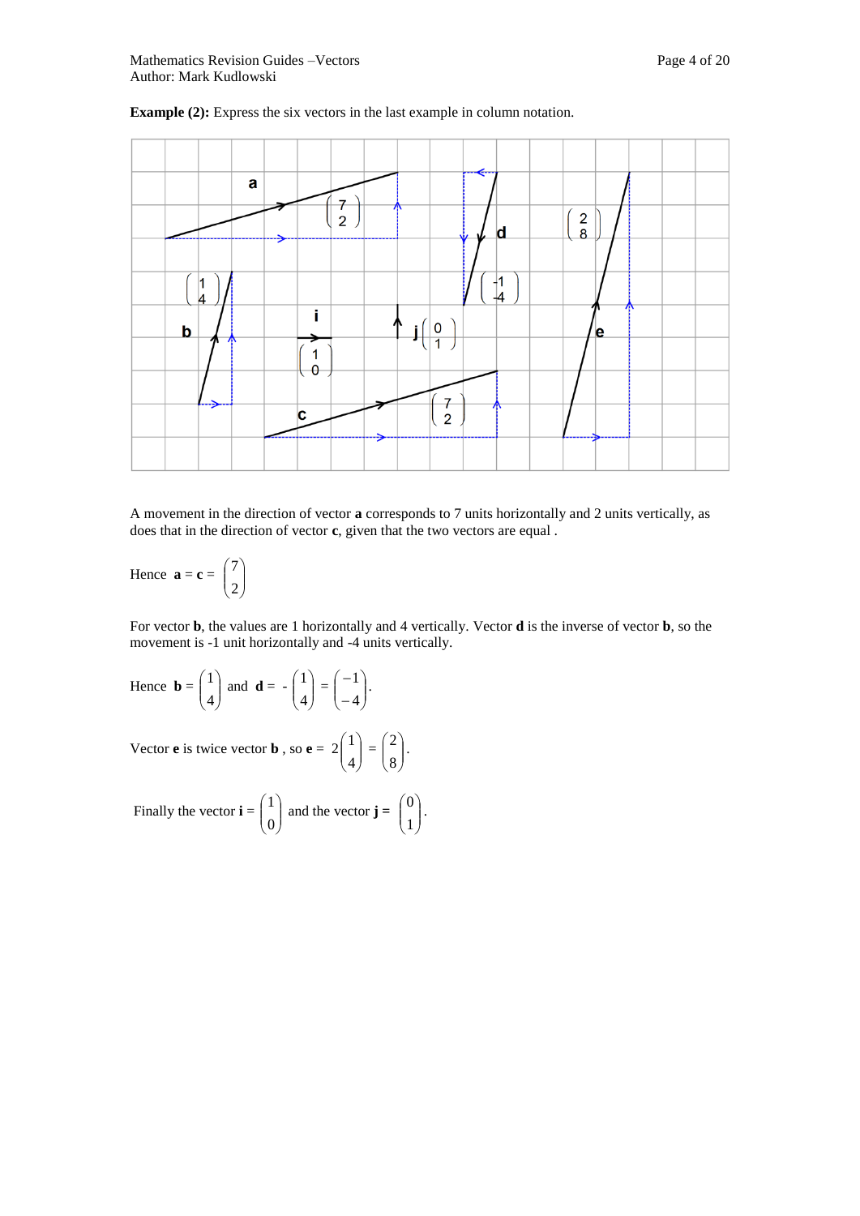**Example (2):** Express the six vectors in the last example in column notation.

A movement in the direction of vector **a** corresponds to 7 units horizontally and 2 units vertically, as does that in the direction of vector **c**, given that the two vectors are equal .

Hence $\mathbf{a} = \mathbf{c} = \begin{pmatrix} 7 \\ 2 \end{pmatrix}$

For vector **b**, the values are 1 horizontally and 4 vertically. Vector **d** is the inverse of vector **b**, so the movement is -1 unit horizontally and -4 units vertically.

Hence $\mathbf{b} = \begin{pmatrix} 1 \\ 4 \end{pmatrix}$ and $\mathbf{d} = -\begin{pmatrix} 1 \\ 4 \end{pmatrix} = \begin{pmatrix} -1 \\ -4 \end{pmatrix}$.

Vector **e** is twice vector **b** , so $\mathbf{e} = 2\begin{pmatrix} 1 \\ 4 \end{pmatrix} = \begin{pmatrix} 2 \\ 8 \end{pmatrix}$.

Finally the vector $\mathbf{i} = \begin{pmatrix} 1 \\ 0 \end{pmatrix}$ and the vector $\mathbf{j} = \begin{pmatrix} 0 \\ 1 \end{pmatrix}$.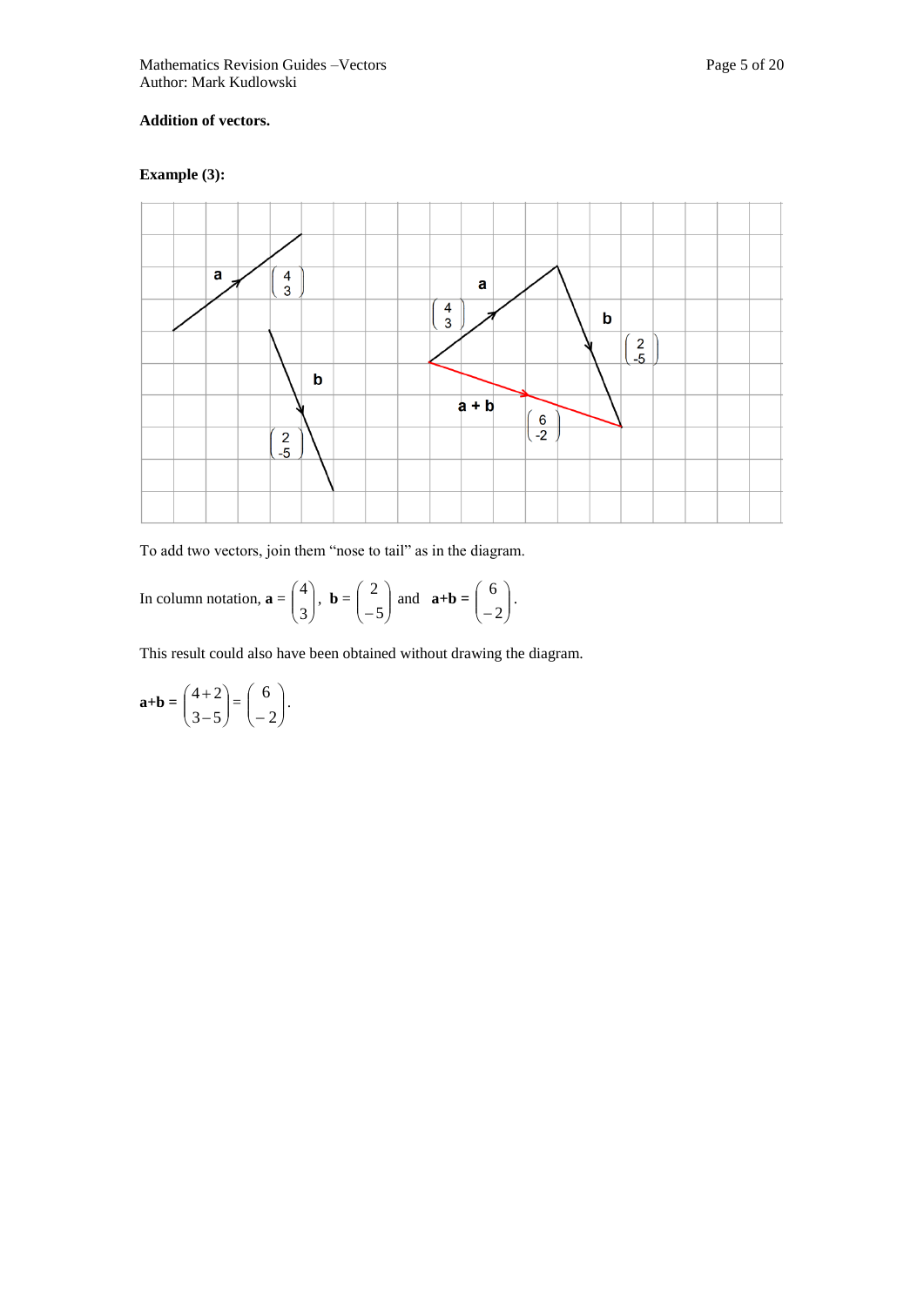**Addition of vectors.**

**Example (3):**

To add two vectors, join them "nose to tail" as in the diagram.

In column notation, $\mathbf{a} = \begin{pmatrix} 4 \\ 3 \end{pmatrix}$, $\mathbf{b} = \begin{pmatrix} 2 \\ -5 \end{pmatrix}$ and $\mathbf{a}+\mathbf{b} = \begin{pmatrix} 6 \\ -2 \end{pmatrix}$.

This result could also have been obtained without drawing the diagram.

$$\mathbf{a}+\mathbf{b} = \begin{pmatrix} 4+2 \\ 3-5 \end{pmatrix} = \begin{pmatrix} 6 \\ -2 \end{pmatrix}.$$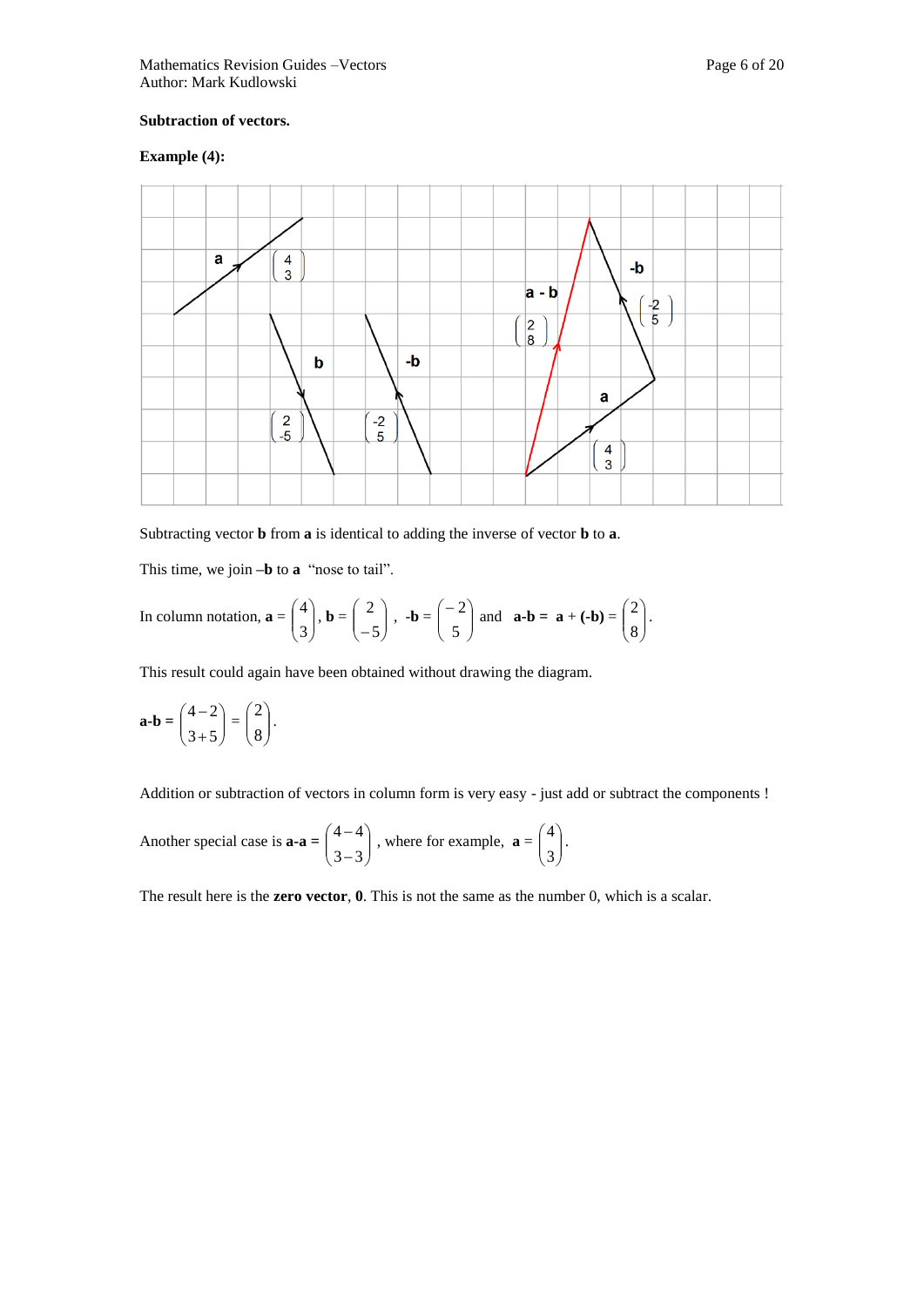**Subtraction of vectors.**

**Example (4):**

Subtracting vector **b** from **a** is identical to adding the inverse of vector **b** to **a**.

This time, we join **–b** to **a** "nose to tail".

In column notation, $\mathbf{a} = \begin{pmatrix} 4 \\ 3 \end{pmatrix}$, $\mathbf{b} = \begin{pmatrix} 2 \\ -5 \end{pmatrix}$, $\mathbf{-b} = \begin{pmatrix} -2 \\ 5 \end{pmatrix}$ and $\mathbf{a\text{-}b} = \mathbf{a} + (\mathbf{-b}) = \begin{pmatrix} 2 \\ 8 \end{pmatrix}$.

This result could again have been obtained without drawing the diagram.

$$\mathbf{a\text{-}b} = \begin{pmatrix} 4-2 \\ 3+5 \end{pmatrix} = \begin{pmatrix} 2 \\ 8 \end{pmatrix}.$$

Addition or subtraction of vectors in column form is very easy - just add or subtract the components !

Another special case is $\mathbf{a\text{-}a} = \begin{pmatrix} 4-4 \\ 3-3 \end{pmatrix}$, where for example, $\mathbf{a} = \begin{pmatrix} 4 \\ 3 \end{pmatrix}$.

The result here is the **zero vector**, **0**. This is not the same as the number 0, which is a scalar.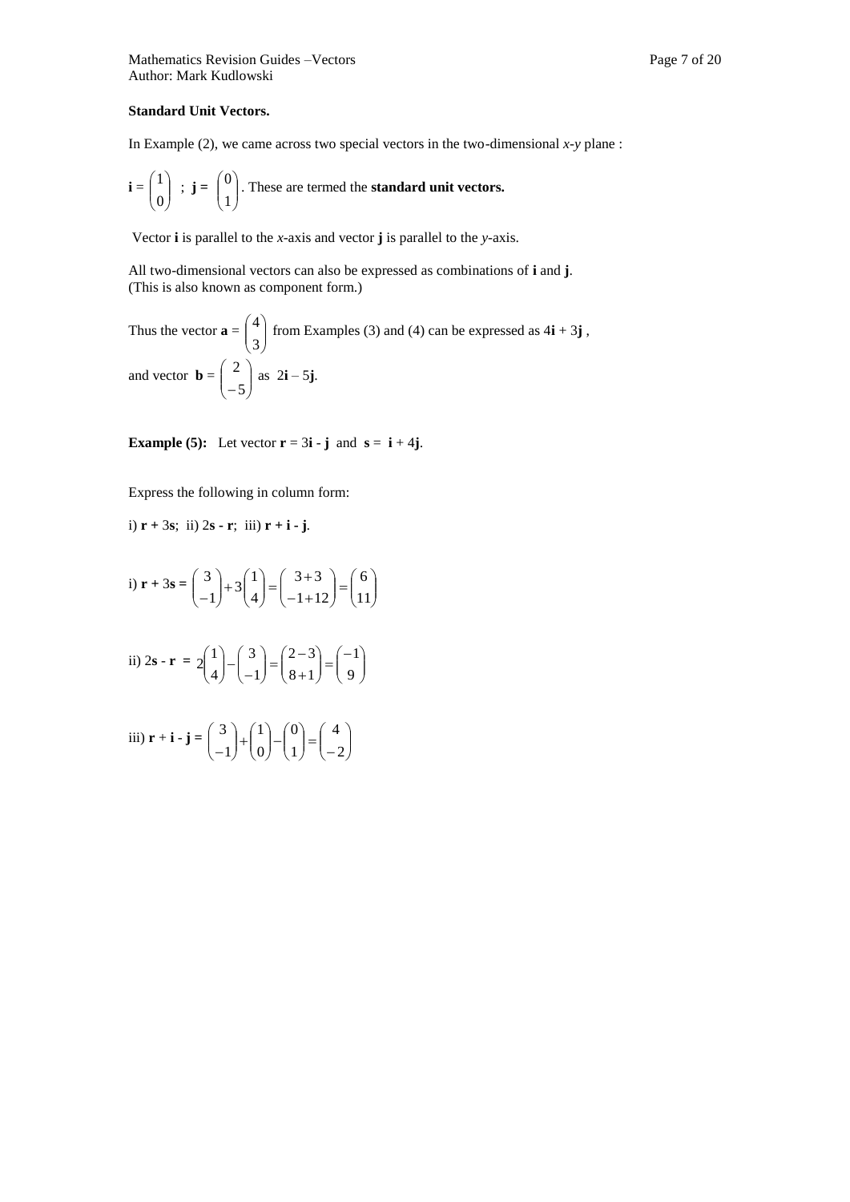**Standard Unit Vectors.**

In Example (2), we came across two special vectors in the two-dimensional *x-y* plane :

$\mathbf{i} = \begin{pmatrix} 1 \\ 0 \end{pmatrix}$ ; $\mathbf{j} = \begin{pmatrix} 0 \\ 1 \end{pmatrix}$. These are termed the **standard unit vectors.**

Vector **i** is parallel to the *x*-axis and vector **j** is parallel to the *y*-axis.

All two-dimensional vectors can also be expressed as combinations of **i** and **j**.
(This is also known as component form.)

Thus the vector $\mathbf{a} = \begin{pmatrix} 4 \\ 3 \end{pmatrix}$ from Examples (3) and (4) can be expressed as $4\mathbf{i} + 3\mathbf{j}$ ,
and vector $\mathbf{b} = \begin{pmatrix} 2 \\ -5 \end{pmatrix}$ as $2\mathbf{i} - 5\mathbf{j}$.

**Example (5):** Let vector $\mathbf{r} = 3\mathbf{i} - \mathbf{j}$ and $\mathbf{s} = \mathbf{i} + 4\mathbf{j}$.

Express the following in column form:

i) $\mathbf{r} + 3\mathbf{s}$; ii) $2\mathbf{s} - \mathbf{r}$; iii) $\mathbf{r} + \mathbf{i} - \mathbf{j}$.

i) $\mathbf{r} + 3\mathbf{s} = \begin{pmatrix} 3 \\ -1 \end{pmatrix} + 3\begin{pmatrix} 1 \\ 4 \end{pmatrix} = \begin{pmatrix} 3+3 \\ -1+12 \end{pmatrix} = \begin{pmatrix} 6 \\ 11 \end{pmatrix}$

ii) $2\mathbf{s} - \mathbf{r} = 2\begin{pmatrix} 1 \\ 4 \end{pmatrix} - \begin{pmatrix} 3 \\ -1 \end{pmatrix} = \begin{pmatrix} 2-3 \\ 8+1 \end{pmatrix} = \begin{pmatrix} -1 \\ 9 \end{pmatrix}$

iii) $\mathbf{r} + \mathbf{i} - \mathbf{j} = \begin{pmatrix} 3 \\ -1 \end{pmatrix} + \begin{pmatrix} 1 \\ 0 \end{pmatrix} - \begin{pmatrix} 0 \\ 1 \end{pmatrix} = \begin{pmatrix} 4 \\ -2 \end{pmatrix}$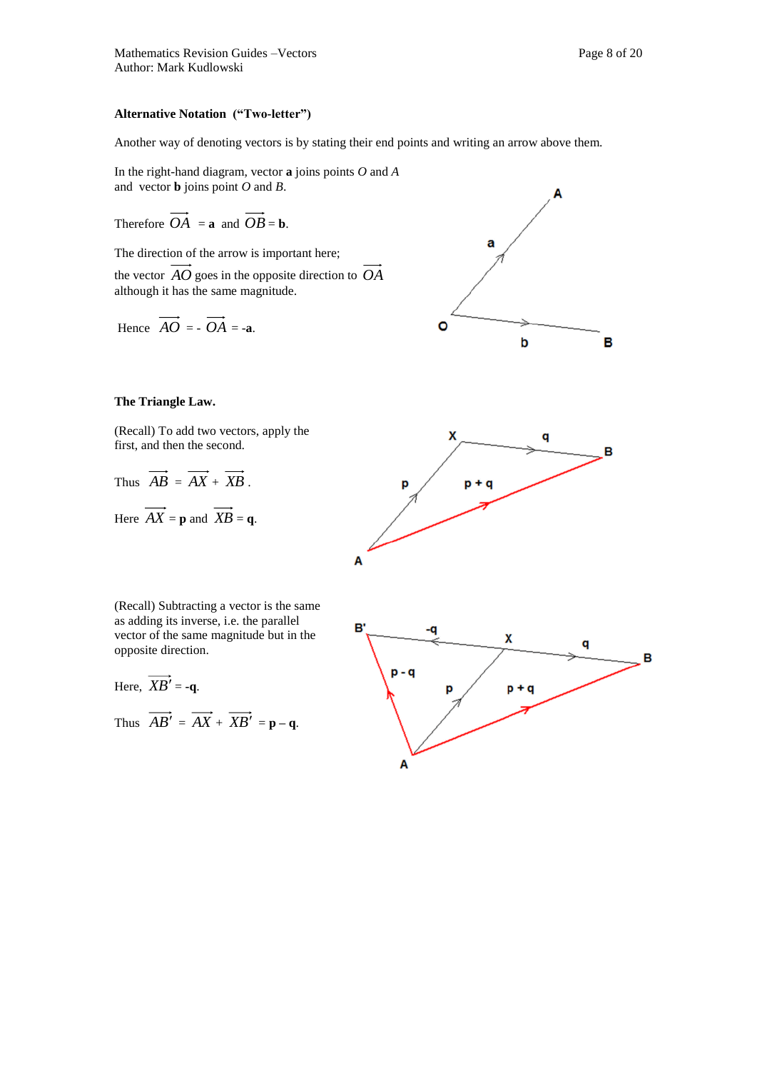**Alternative Notation (“Two-letter”)**

Another way of denoting vectors is by stating their end points and writing an arrow above them.

In the right-hand diagram, vector **a** joins points $O$ and $A$ and vector **b** joins point $O$ and $B$.

Therefore $\overrightarrow{OA} = \mathbf{a}$ and $\overrightarrow{OB} = \mathbf{b}$.

The direction of the arrow is important here; the vector $\overrightarrow{AO}$ goes in the opposite direction to $\overrightarrow{OA}$ although it has the same magnitude.

Hence $\overrightarrow{AO} = -\overrightarrow{OA} = -\mathbf{a}$.

**The Triangle Law.**

(Recall) To add two vectors, apply the first, and then the second.

Thus $\overrightarrow{AB} = \overrightarrow{AX} + \overrightarrow{XB}$.

Here $\overrightarrow{AX} = \mathbf{p}$ and $\overrightarrow{XB} = \mathbf{q}$.

(Recall) Subtracting a vector is the same as adding its inverse, i.e. the parallel vector of the same magnitude but in the opposite direction.

Here, $\overrightarrow{XB'} = -\mathbf{q}$.

Thus $\overrightarrow{AB'} = \overrightarrow{AX} + \overrightarrow{XB'} = \mathbf{p} - \mathbf{q}$.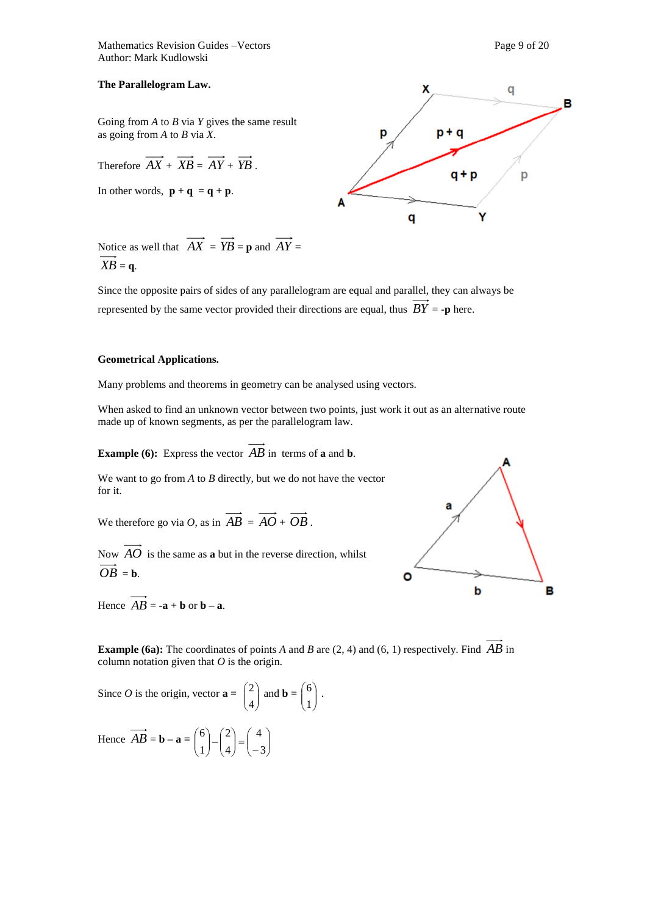**The Parallelogram Law.**

Going from $A$ to $B$ via $Y$ gives the same result as going from $A$ to $B$ via $X$.

Therefore $\overrightarrow{AX} + \overrightarrow{XB} = \overrightarrow{AY} + \overrightarrow{YB}$.

In other words, $\mathbf{p} + \mathbf{q} = \mathbf{q} + \mathbf{p}$.

Notice as well that $\overrightarrow{AX} = \overrightarrow{YB} = \mathbf{p}$ and $\overrightarrow{AY} = \overrightarrow{XB} = \mathbf{q}$.

Since the opposite pairs of sides of any parallelogram are equal and parallel, they can always be represented by the same vector provided their directions are equal, thus $\overrightarrow{BY} = -\mathbf{p}$ here.

**Geometrical Applications.**

Many problems and theorems in geometry can be analysed using vectors.

When asked to find an unknown vector between two points, just work it out as an alternative route made up of known segments, as per the parallelogram law.

**Example (6):** Express the vector $\overrightarrow{AB}$ in terms of $\mathbf{a}$ and $\mathbf{b}$.

We want to go from $A$ to $B$ directly, but we do not have the vector for it.

We therefore go via $O$, as in $\overrightarrow{AB} = \overrightarrow{AO} + \overrightarrow{OB}$.

Now $\overrightarrow{AO}$ is the same as $\mathbf{a}$ but in the reverse direction, whilst $\overrightarrow{OB} = \mathbf{b}$.

Hence $\overrightarrow{AB} = -\mathbf{a} + \mathbf{b}$ or $\mathbf{b} - \mathbf{a}$.

**Example (6a):** The coordinates of points $A$ and $B$ are (2, 4) and (6, 1) respectively. Find $\overrightarrow{AB}$ in column notation given that $O$ is the origin.

Since $O$ is the origin, vector $\mathbf{a} = \begin{pmatrix} 2 \\ 4 \end{pmatrix}$ and $\mathbf{b} = \begin{pmatrix} 6 \\ 1 \end{pmatrix}$.

Hence $\overrightarrow{AB} = \mathbf{b} - \mathbf{a} = \begin{pmatrix} 6 \\ 1 \end{pmatrix} - \begin{pmatrix} 2 \\ 4 \end{pmatrix} = \begin{pmatrix} 4 \\ -3 \end{pmatrix}$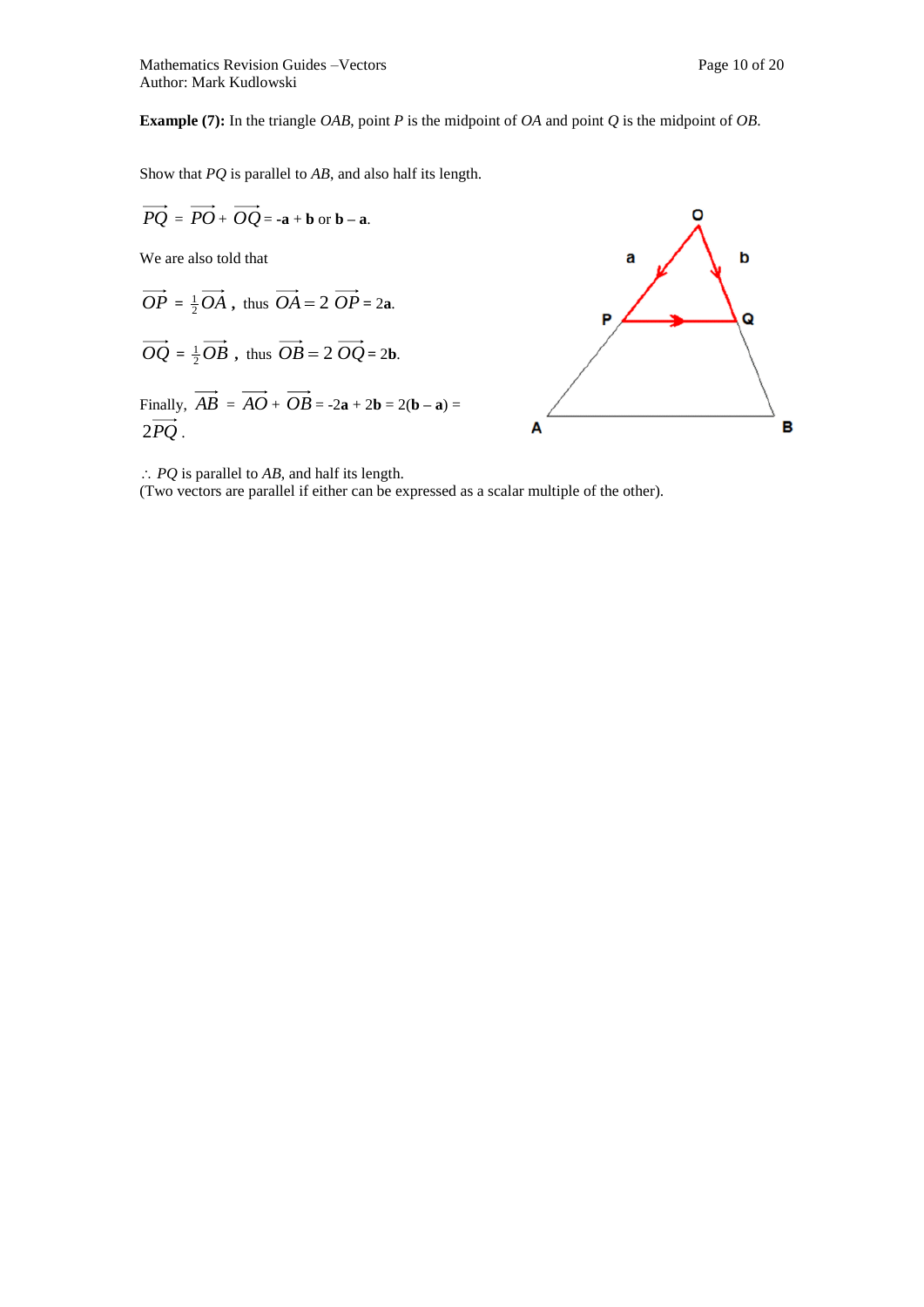**Example (7):** In the triangle *OAB*, point *P* is the midpoint of *OA* and point *Q* is the midpoint of *OB*.

Show that *PQ* is parallel to *AB*, and also half its length.

$\overrightarrow{PQ} = \overrightarrow{PO} + \overrightarrow{OQ} = -\mathbf{a} + \mathbf{b}$ or $\mathbf{b} - \mathbf{a}$.

We are also told that

$\overrightarrow{OP} = \frac{1}{2}\overrightarrow{OA}$, thus $\overrightarrow{OA} = 2\,\overrightarrow{OP} = 2\mathbf{a}$.

$\overrightarrow{OQ} = \frac{1}{2}\overrightarrow{OB}$, thus $\overrightarrow{OB} = 2\,\overrightarrow{OQ} = 2\mathbf{b}$.

Finally, $\overrightarrow{AB} = \overrightarrow{AO} + \overrightarrow{OB} = -2\mathbf{a} + 2\mathbf{b} = 2(\mathbf{b} - \mathbf{a}) = 2\overrightarrow{PQ}$.

$\therefore$ *PQ* is parallel to *AB*, and half its length.
(Two vectors are parallel if either can be expressed as a scalar multiple of the other).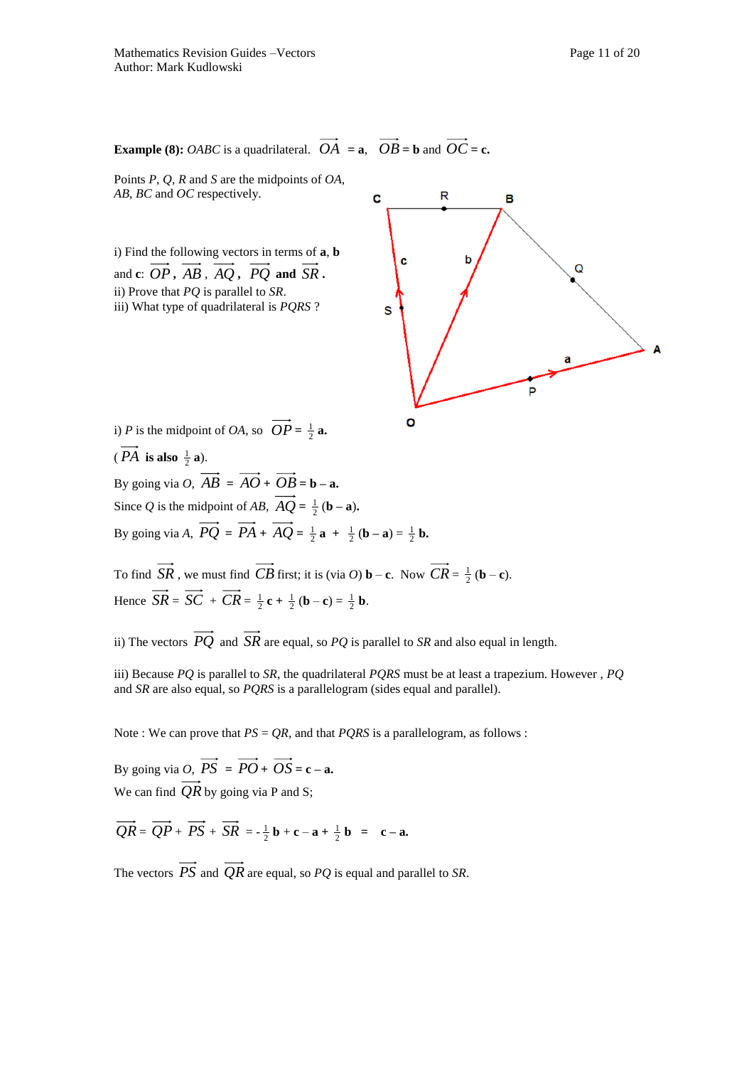**Example (8):** *OABC* is a quadrilateral. $\overrightarrow{OA} = \mathbf{a}$, $\overrightarrow{OB} = \mathbf{b}$ and $\overrightarrow{OC} = \mathbf{c}$.

Points *P*, *Q*, *R* and *S* are the midpoints of *OA*, *AB*, *BC* and *OC* respectively.

i) Find the following vectors in terms of **a**, **b** and **c**: $\overrightarrow{OP}$, $\overrightarrow{AB}$, $\overrightarrow{AQ}$, $\overrightarrow{PQ}$ and $\overrightarrow{SR}$.
ii) Prove that *PQ* is parallel to *SR*.
iii) What type of quadrilateral is *PQRS* ?

i) *P* is the midpoint of *OA*, so $\overrightarrow{OP} = \frac{1}{2}\mathbf{a}$.

( $\overrightarrow{PA}$ **is also** $\frac{1}{2}$ **a**).

By going via *O*, $\overrightarrow{AB} = \overrightarrow{AO} + \overrightarrow{OB} = \mathbf{b} - \mathbf{a}$.

Since *Q* is the midpoint of *AB*, $\overrightarrow{AQ} = \frac{1}{2}(\mathbf{b} - \mathbf{a})$.

By going via *A*, $\overrightarrow{PQ} = \overrightarrow{PA} + \overrightarrow{AQ} = \frac{1}{2}\mathbf{a} + \frac{1}{2}(\mathbf{b} - \mathbf{a}) = \frac{1}{2}\mathbf{b}$.

To find $\overrightarrow{SR}$, we must find $\overrightarrow{CB}$ first; it is (via *O*) $\mathbf{b} - \mathbf{c}$. Now $\overrightarrow{CR} = \frac{1}{2}(\mathbf{b} - \mathbf{c})$.

Hence $\overrightarrow{SR} = \overrightarrow{SC} + \overrightarrow{CR} = \frac{1}{2}\mathbf{c} + \frac{1}{2}(\mathbf{b} - \mathbf{c}) = \frac{1}{2}\mathbf{b}$.

ii) The vectors $\overrightarrow{PQ}$ and $\overrightarrow{SR}$ are equal, so *PQ* is parallel to *SR* and also equal in length.

iii) Because *PQ* is parallel to *SR*, the quadrilateral *PQRS* must be at least a trapezium. However , *PQ* and *SR* are also equal, so *PQRS* is a parallelogram (sides equal and parallel).

Note : We can prove that *PS* = *QR*, and that *PQRS* is a parallelogram, as follows :

By going via *O*, $\overrightarrow{PS} = \overrightarrow{PO} + \overrightarrow{OS} = \mathbf{c} - \mathbf{a}$.

We can find $\overrightarrow{QR}$ by going via P and S;

$$\overrightarrow{QR} = \overrightarrow{QP} + \overrightarrow{PS} + \overrightarrow{SR} = -\frac{1}{2}\mathbf{b} + \mathbf{c} - \mathbf{a} + \frac{1}{2}\mathbf{b} = \mathbf{c} - \mathbf{a}.$$

The vectors $\overrightarrow{PS}$ and $\overrightarrow{QR}$ are equal, so *PQ* is equal and parallel to *SR*.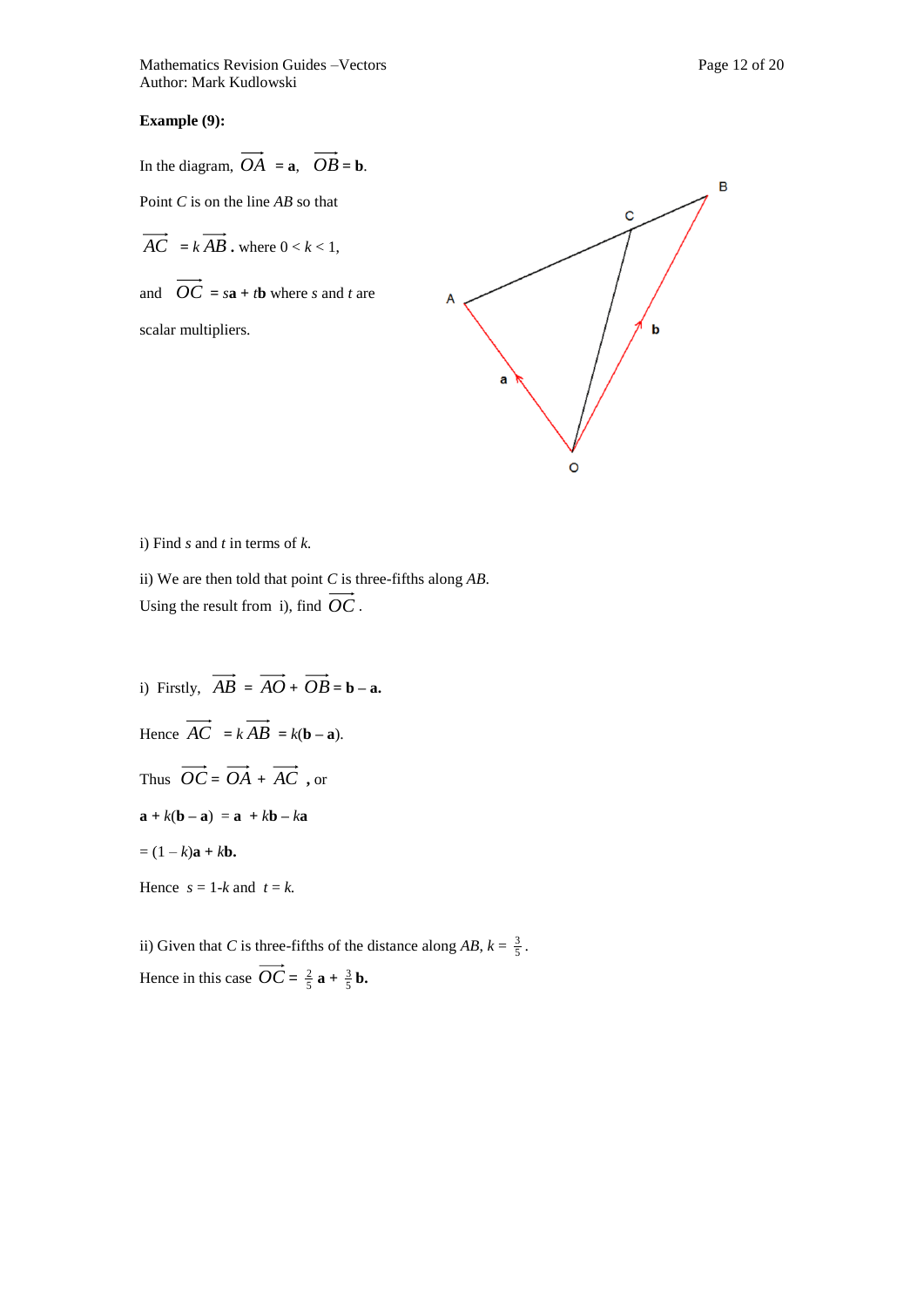**Example (9):**

In the diagram, $\overrightarrow{OA} = \mathbf{a}$, $\overrightarrow{OB} = \mathbf{b}$.

Point $C$ is on the line $AB$ so that

$\overrightarrow{AC} = k\overrightarrow{AB}$. where $0 < k < 1$,

and $\overrightarrow{OC} = s\mathbf{a} + t\mathbf{b}$ where $s$ and $t$ are scalar multipliers.

i) Find $s$ and $t$ in terms of $k$.

ii) We are then told that point $C$ is three-fifths along $AB$.
Using the result from i), find $\overrightarrow{OC}$.

i) Firstly, $\overrightarrow{AB} = \overrightarrow{AO} + \overrightarrow{OB} = \mathbf{b} - \mathbf{a}$.

Hence $\overrightarrow{AC} = k\overrightarrow{AB} = k(\mathbf{b} - \mathbf{a})$.

Thus $\overrightarrow{OC} = \overrightarrow{OA} + \overrightarrow{AC}$, or

$\mathbf{a} + k(\mathbf{b} - \mathbf{a}) = \mathbf{a} + k\mathbf{b} - k\mathbf{a}$

$= (1 - k)\mathbf{a} + k\mathbf{b}$.

Hence $s = 1\text{-}k$ and $t = k$.

ii) Given that $C$ is three-fifths of the distance along $AB$, $k = \frac{3}{5}$.

Hence in this case $\overrightarrow{OC} = \frac{2}{5}\mathbf{a} + \frac{3}{5}\mathbf{b}$.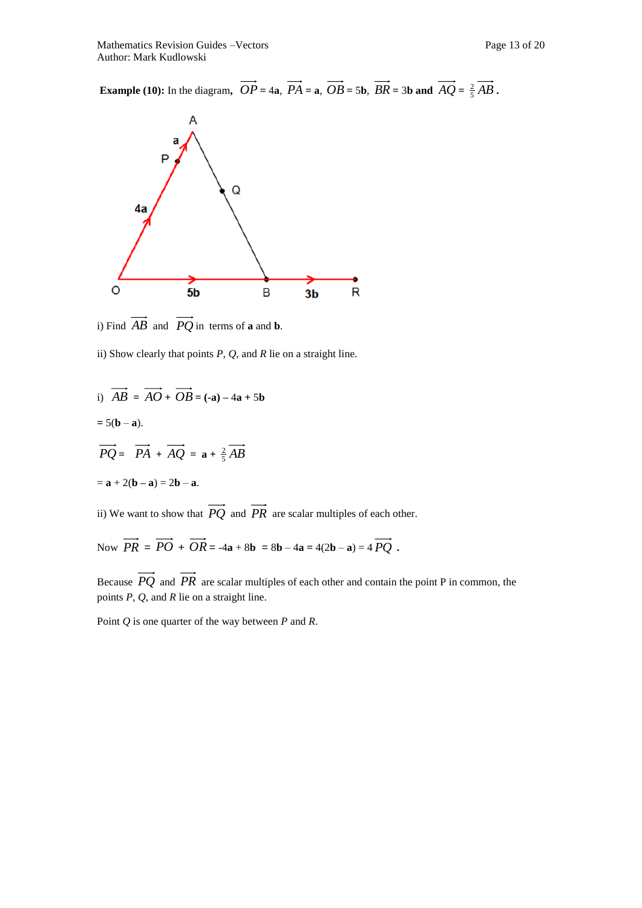**Example (10):** In the diagram, $\overrightarrow{OP} = 4\mathbf{a}$, $\overrightarrow{PA} = \mathbf{a}$, $\overrightarrow{OB} = 5\mathbf{b}$, $\overrightarrow{BR} = 3\mathbf{b}$ **and** $\overrightarrow{AQ} = \frac{2}{5}\overrightarrow{AB}$**.**

i) Find $\overrightarrow{AB}$ and $\overrightarrow{PQ}$ in terms of **a** and **b**.

ii) Show clearly that points $P$, $Q$, and $R$ lie on a straight line.

i) $\overrightarrow{AB} = \overrightarrow{AO} + \overrightarrow{OB} = (\mathbf{-a}) - 4\mathbf{a} + 5\mathbf{b}$

$= 5(\mathbf{b} - \mathbf{a})$.

$\overrightarrow{PQ} = \overrightarrow{PA} + \overrightarrow{AQ} = \mathbf{a} + \frac{2}{5}\overrightarrow{AB}$

$= \mathbf{a} + 2(\mathbf{b} - \mathbf{a}) = 2\mathbf{b} - \mathbf{a}$.

ii) We want to show that $\overrightarrow{PQ}$ and $\overrightarrow{PR}$ are scalar multiples of each other.

Now $\overrightarrow{PR} = \overrightarrow{PO} + \overrightarrow{OR} = -4\mathbf{a} + 8\mathbf{b} = 8\mathbf{b} - 4\mathbf{a} = 4(2\mathbf{b} - \mathbf{a}) = 4\overrightarrow{PQ}$ **.**

Because $\overrightarrow{PQ}$ and $\overrightarrow{PR}$ are scalar multiples of each other and contain the point P in common, the points $P$, $Q$, and $R$ lie on a straight line.

Point $Q$ is one quarter of the way between $P$ and $R$.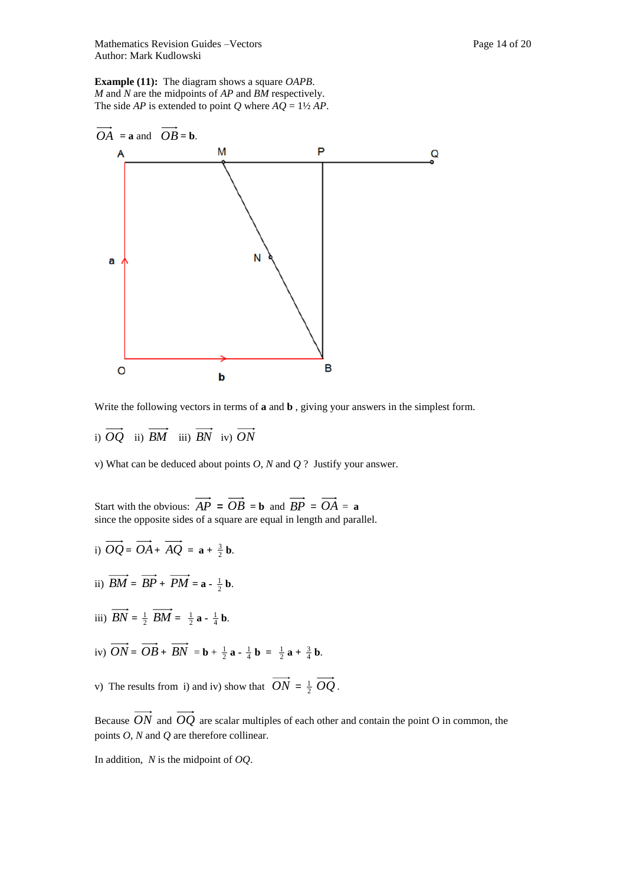**Example (11):** The diagram shows a square *OAPB*.
*M* and *N* are the midpoints of *AP* and *BM* respectively.
The side *AP* is extended to point *Q* where *AQ* = 1½ *AP*.

$\overrightarrow{OA} = \mathbf{a}$ and $\overrightarrow{OB} = \mathbf{b}$.

Write the following vectors in terms of **a** and **b** , giving your answers in the simplest form.

i) $\overrightarrow{OQ}$ ii) $\overrightarrow{BM}$ iii) $\overrightarrow{BN}$ iv) $\overrightarrow{ON}$

v) What can be deduced about points *O*, *N* and *Q* ? Justify your answer.

Start with the obvious: $\overrightarrow{AP} = \overrightarrow{OB} = \mathbf{b}$ and $\overrightarrow{BP} = \overrightarrow{OA} = \mathbf{a}$
since the opposite sides of a square are equal in length and parallel.

i) $\overrightarrow{OQ} = \overrightarrow{OA} + \overrightarrow{AQ} = \mathbf{a} + \frac{3}{2}\mathbf{b}$.

ii) $\overrightarrow{BM} = \overrightarrow{BP} + \overrightarrow{PM} = \mathbf{a} - \frac{1}{2}\mathbf{b}$.

iii) $\overrightarrow{BN} = \frac{1}{2}\overrightarrow{BM} = \frac{1}{2}\mathbf{a} - \frac{1}{4}\mathbf{b}$.

iv) $\overrightarrow{ON} = \overrightarrow{OB} + \overrightarrow{BN} = \mathbf{b} + \frac{1}{2}\mathbf{a} - \frac{1}{4}\mathbf{b} = \frac{1}{2}\mathbf{a} + \frac{3}{4}\mathbf{b}$.

v) The results from i) and iv) show that $\overrightarrow{ON} = \frac{1}{2}\overrightarrow{OQ}$.

Because $\overrightarrow{ON}$ and $\overrightarrow{OQ}$ are scalar multiples of each other and contain the point O in common, the points *O*, *N* and *Q* are therefore collinear.

In addition, *N* is the midpoint of *OQ*.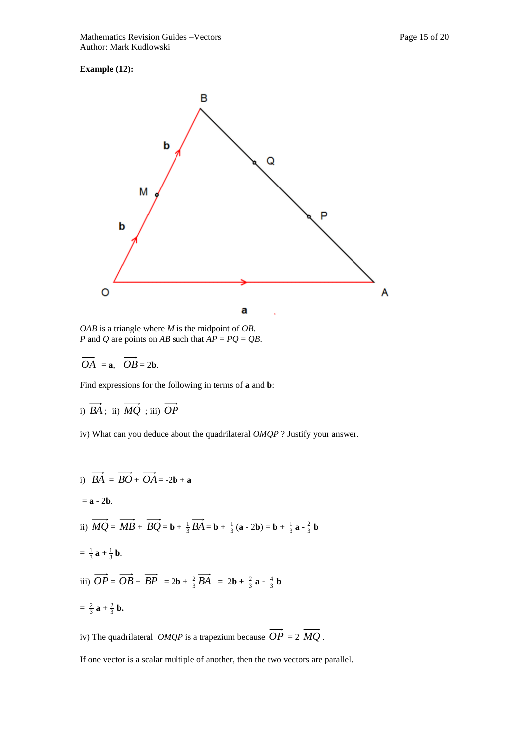**Example (12):**

*OAB* is a triangle where *M* is the midpoint of *OB*.
*P* and *Q* are points on *AB* such that *AP* = *PQ* = *QB*.

$\overrightarrow{OA} = \mathbf{a}$, $\overrightarrow{OB} = 2\mathbf{b}$.

Find expressions for the following in terms of **a** and **b**:

i) $\overrightarrow{BA}$; ii) $\overrightarrow{MQ}$ ; iii) $\overrightarrow{OP}$

iv) What can you deduce about the quadrilateral *OMQP* ? Justify your answer.

i) $\overrightarrow{BA} = \overrightarrow{BO} + \overrightarrow{OA} = -2\mathbf{b} + \mathbf{a}$

$= \mathbf{a} - 2\mathbf{b}$.

ii) $\overrightarrow{MQ} = \overrightarrow{MB} + \overrightarrow{BQ} = \mathbf{b} + \frac{1}{3}\overrightarrow{BA} = \mathbf{b} + \frac{1}{3}(\mathbf{a} - 2\mathbf{b}) = \mathbf{b} + \frac{1}{3}\mathbf{a} - \frac{2}{3}\mathbf{b}$

$= \frac{1}{3}\mathbf{a} + \frac{1}{3}\mathbf{b}$.

iii) $\overrightarrow{OP} = \overrightarrow{OB} + \overrightarrow{BP} = 2\mathbf{b} + \frac{2}{3}\overrightarrow{BA} = 2\mathbf{b} + \frac{2}{3}\mathbf{a} - \frac{4}{3}\mathbf{b}$

$= \frac{2}{3}\mathbf{a} + \frac{2}{3}\mathbf{b}$.

iv) The quadrilateral *OMQP* is a trapezium because $\overrightarrow{OP} = 2\overrightarrow{MQ}$.

If one vector is a scalar multiple of another, then the two vectors are parallel.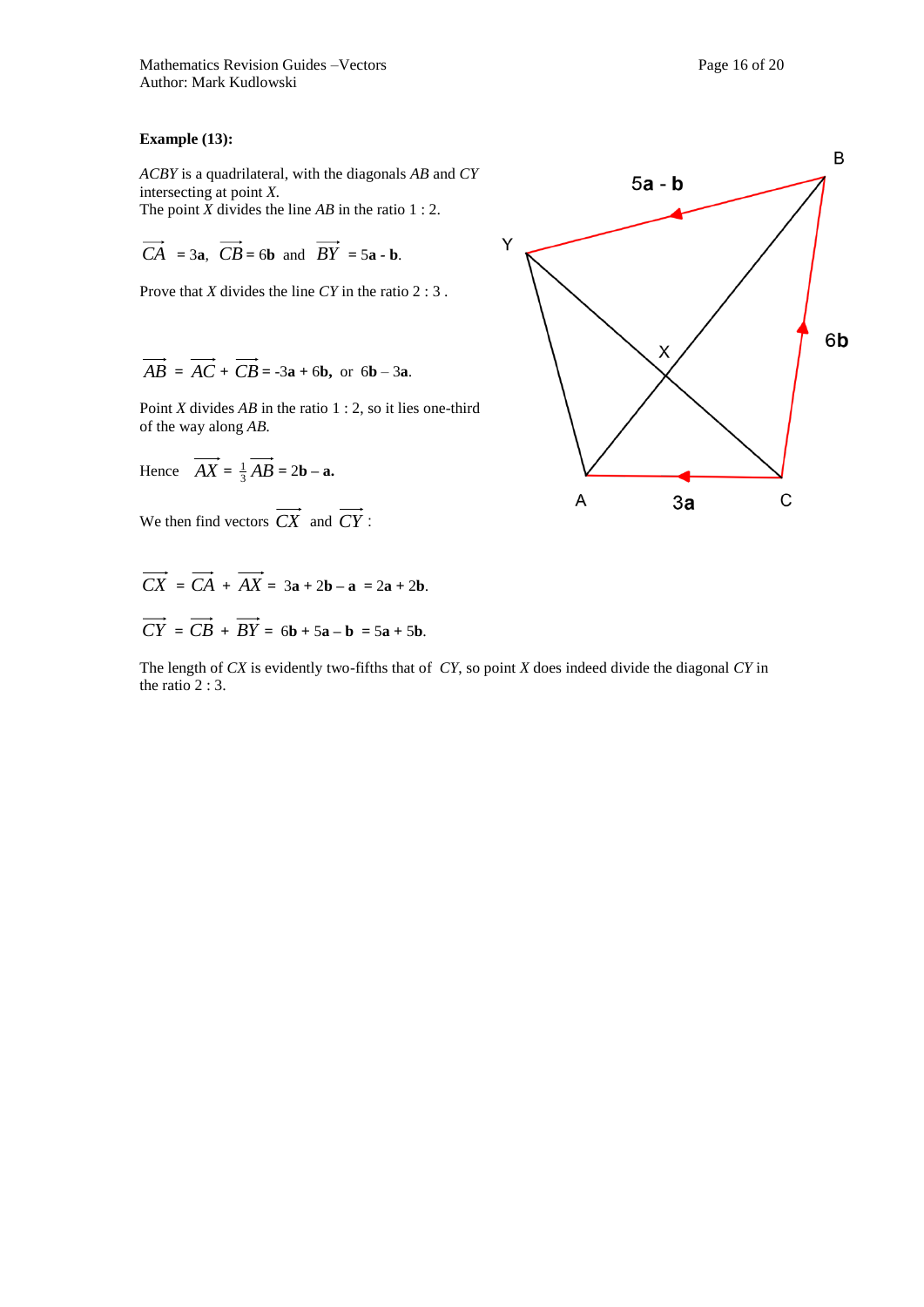**Example (13):**

*ACBY* is a quadrilateral, with the diagonals *AB* and *CY* intersecting at point *X*.
The point *X* divides the line *AB* in the ratio 1 : 2.

$\overrightarrow{CA} = 3\mathbf{a}$, $\overrightarrow{CB} = 6\mathbf{b}$ and $\overrightarrow{BY} = 5\mathbf{a} - \mathbf{b}$.

Prove that *X* divides the line *CY* in the ratio 2 : 3 .

$\overrightarrow{AB} = \overrightarrow{AC} + \overrightarrow{CB} = -3\mathbf{a} + 6\mathbf{b}$, or $6\mathbf{b} - 3\mathbf{a}$.

Point *X* divides *AB* in the ratio 1 : 2, so it lies one-third of the way along *AB.*

Hence $\overrightarrow{AX} = \frac{1}{3}\overrightarrow{AB} = 2\mathbf{b} - \mathbf{a}$.

We then find vectors $\overrightarrow{CX}$ and $\overrightarrow{CY}$ :

$\overrightarrow{CX} = \overrightarrow{CA} + \overrightarrow{AX} = 3\mathbf{a} + 2\mathbf{b} - \mathbf{a} = 2\mathbf{a} + 2\mathbf{b}$.

$\overrightarrow{CY} = \overrightarrow{CB} + \overrightarrow{BY} = 6\mathbf{b} + 5\mathbf{a} - \mathbf{b} = 5\mathbf{a} + 5\mathbf{b}$.

The length of *CX* is evidently two-fifths that of *CY*, so point *X* does indeed divide the diagonal *CY* in the ratio 2 : 3.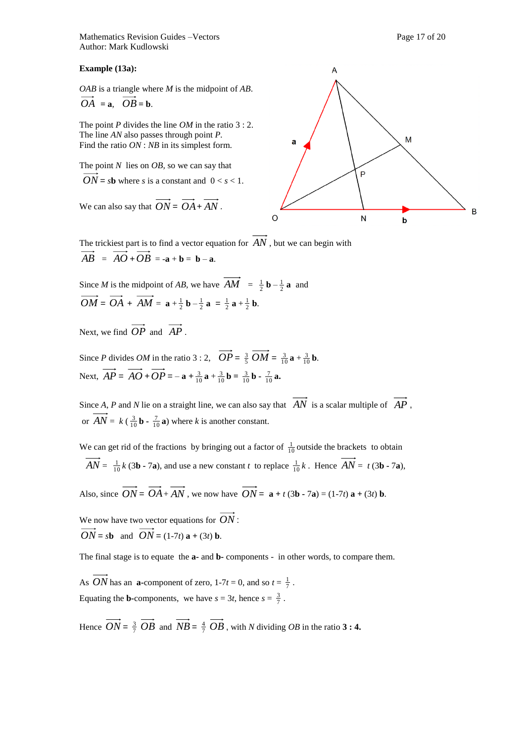**Example (13a):**

$OAB$ is a triangle where $M$ is the midpoint of $AB$.
$\overrightarrow{OA} = \mathbf{a}$, $\overrightarrow{OB} = \mathbf{b}$.

The point $P$ divides the line $OM$ in the ratio 3 : 2.
The line $AN$ also passes through point $P$.
Find the ratio $ON$ : $NB$ in its simplest form.

The point $N$ lies on $OB$, so we can say that
$\overrightarrow{ON} = s\mathbf{b}$ where $s$ is a constant and $0 < s < 1$.

We can also say that $\overrightarrow{ON} = \overrightarrow{OA} + \overrightarrow{AN}$.

The trickiest part is to find a vector equation for $\overrightarrow{AN}$, but we can begin with
$\overrightarrow{AB} = \overrightarrow{AO} + \overrightarrow{OB} = -\mathbf{a} + \mathbf{b} = \mathbf{b} - \mathbf{a}$.

Since $M$ is the midpoint of $AB$, we have $\overrightarrow{AM} = \frac{1}{2}\mathbf{b} - \frac{1}{2}\mathbf{a}$ and
$\overrightarrow{OM} = \overrightarrow{OA} + \overrightarrow{AM} = \mathbf{a} + \frac{1}{2}\mathbf{b} - \frac{1}{2}\mathbf{a} = \frac{1}{2}\mathbf{a} + \frac{1}{2}\mathbf{b}$.

Next, we find $\overrightarrow{OP}$ and $\overrightarrow{AP}$.

Since $P$ divides $OM$ in the ratio 3 : 2, $\overrightarrow{OP} = \frac{3}{5}\overrightarrow{OM} = \frac{3}{10}\mathbf{a} + \frac{3}{10}\mathbf{b}$.
Next, $\overrightarrow{AP} = \overrightarrow{AO} + \overrightarrow{OP} = -\mathbf{a} + \frac{3}{10}\mathbf{a} + \frac{3}{10}\mathbf{b} = \frac{3}{10}\mathbf{b} - \frac{7}{10}\mathbf{a}$.

Since $A$, $P$ and $N$ lie on a straight line, we can also say that $\overrightarrow{AN}$ is a scalar multiple of $\overrightarrow{AP}$,
or $\overrightarrow{AN} = k\left(\frac{3}{10}\mathbf{b} - \frac{7}{10}\mathbf{a}\right)$ where $k$ is another constant.

We can get rid of the fractions by bringing out a factor of $\frac{1}{10}$ outside the brackets to obtain
$\overrightarrow{AN} = \frac{1}{10}k\,(3\mathbf{b} - 7\mathbf{a})$, and use a new constant $t$ to replace $\frac{1}{10}k$. Hence $\overrightarrow{AN} = t\,(3\mathbf{b} - 7\mathbf{a})$,

Also, since $\overrightarrow{ON} = \overrightarrow{OA} + \overrightarrow{AN}$, we now have $\overrightarrow{ON} = \mathbf{a} + t\,(3\mathbf{b} - 7\mathbf{a}) = (1-7t)\,\mathbf{a} + (3t)\,\mathbf{b}$.

We now have two vector equations for $\overrightarrow{ON}$:
$\overrightarrow{ON} = s\mathbf{b}$ and $\overrightarrow{ON} = (1-7t)\,\mathbf{a} + (3t)\,\mathbf{b}$.

The final stage is to equate the **a**- and **b**- components - in other words, to compare them.

As $\overrightarrow{ON}$ has an **a**-component of zero, $1-7t = 0$, and so $t = \frac{1}{7}$.
Equating the **b**-components, we have $s = 3t$, hence $s = \frac{3}{7}$.

Hence $\overrightarrow{ON} = \frac{3}{7}\overrightarrow{OB}$ and $\overrightarrow{NB} = \frac{4}{7}\overrightarrow{OB}$, with $N$ dividing $OB$ in the ratio **3 : 4.**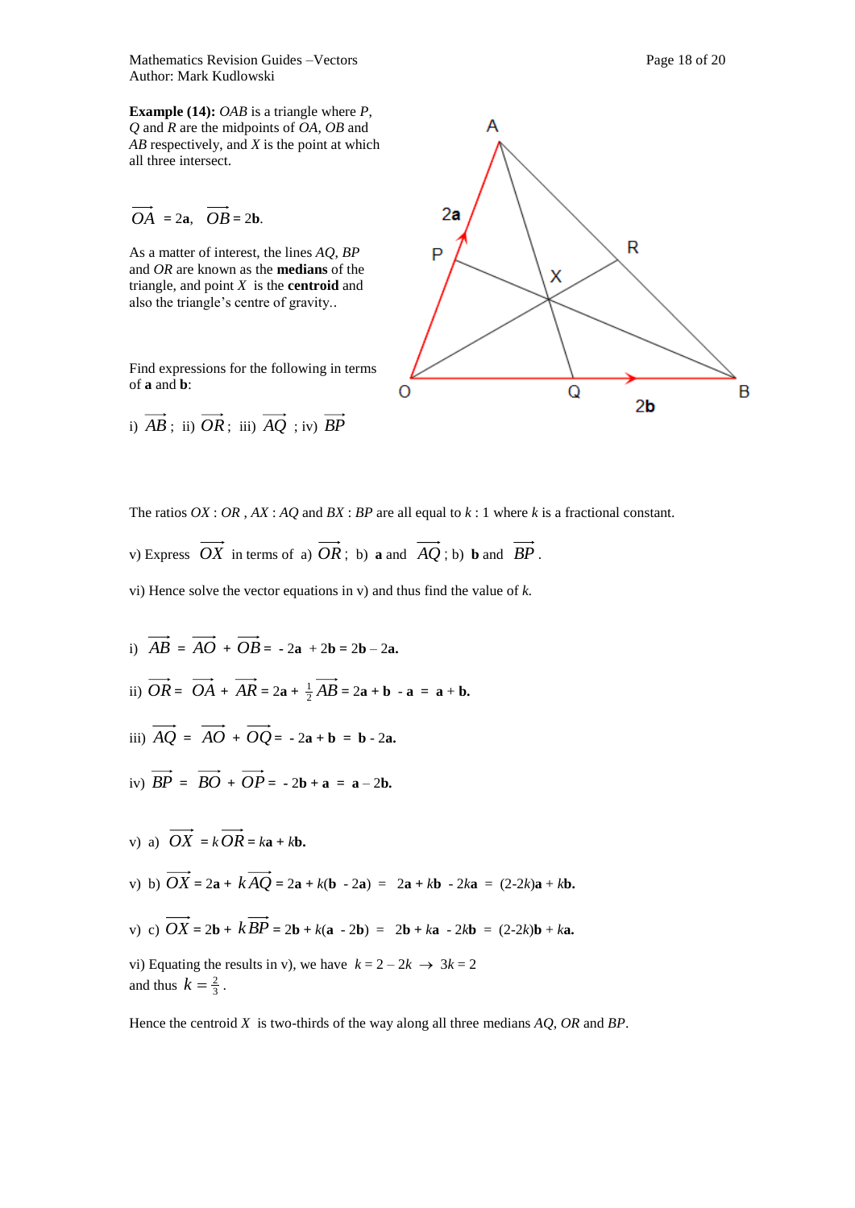**Example (14):** *OAB* is a triangle where *P*, *Q* and *R* are the midpoints of *OA*, *OB* and *AB* respectively, and *X* is the point at which all three intersect.

$\overrightarrow{OA} = 2\mathbf{a}$, $\overrightarrow{OB} = 2\mathbf{b}$.

As a matter of interest, the lines *AQ*, *BP* and *OR* are known as the **medians** of the triangle, and point *X* is the **centroid** and also the triangle's centre of gravity..

Find expressions for the following in terms of **a** and **b**:

i) $\overrightarrow{AB}$; ii) $\overrightarrow{OR}$; iii) $\overrightarrow{AQ}$ ; iv) $\overrightarrow{BP}$

The ratios *OX* : *OR* , *AX* : *AQ* and *BX* : *BP* are all equal to *k* : 1 where *k* is a fractional constant.

v) Express $\overrightarrow{OX}$ in terms of a) $\overrightarrow{OR}$; b) **a** and $\overrightarrow{AQ}$; b) **b** and $\overrightarrow{BP}$.

vi) Hence solve the vector equations in v) and thus find the value of *k*.

i) $\overrightarrow{AB} = \overrightarrow{AO} + \overrightarrow{OB} = -2\mathbf{a} + 2\mathbf{b} = 2\mathbf{b} - 2\mathbf{a}.$

ii) $\overrightarrow{OR} = \overrightarrow{OA} + \overrightarrow{AR} = 2\mathbf{a} + \frac{1}{2}\overrightarrow{AB} = 2\mathbf{a} + \mathbf{b} - \mathbf{a} = \mathbf{a} + \mathbf{b}.$

iii) $\overrightarrow{AQ} = \overrightarrow{AO} + \overrightarrow{OQ} = -2\mathbf{a} + \mathbf{b} = \mathbf{b} - 2\mathbf{a}.$

iv) $\overrightarrow{BP} = \overrightarrow{BO} + \overrightarrow{OP} = -2\mathbf{b} + \mathbf{a} = \mathbf{a} - 2\mathbf{b}.$

v) a) $\overrightarrow{OX} = k\overrightarrow{OR} = k\mathbf{a} + k\mathbf{b}.$

v) b) $\overrightarrow{OX} = 2\mathbf{a} + k\overrightarrow{AQ} = 2\mathbf{a} + k(\mathbf{b} - 2\mathbf{a}) = 2\mathbf{a} + k\mathbf{b} - 2k\mathbf{a} = (2-2k)\mathbf{a} + k\mathbf{b}.$

v) c) $\overrightarrow{OX} = 2\mathbf{b} + k\overrightarrow{BP} = 2\mathbf{b} + k(\mathbf{a} - 2\mathbf{b}) = 2\mathbf{b} + k\mathbf{a} - 2k\mathbf{b} = (2-2k)\mathbf{b} + k\mathbf{a}.$

vi) Equating the results in v), we have $k = 2 - 2k \rightarrow 3k = 2$ and thus $k = \frac{2}{3}$.

Hence the centroid *X* is two-thirds of the way along all three medians *AQ*, *OR* and *BP*.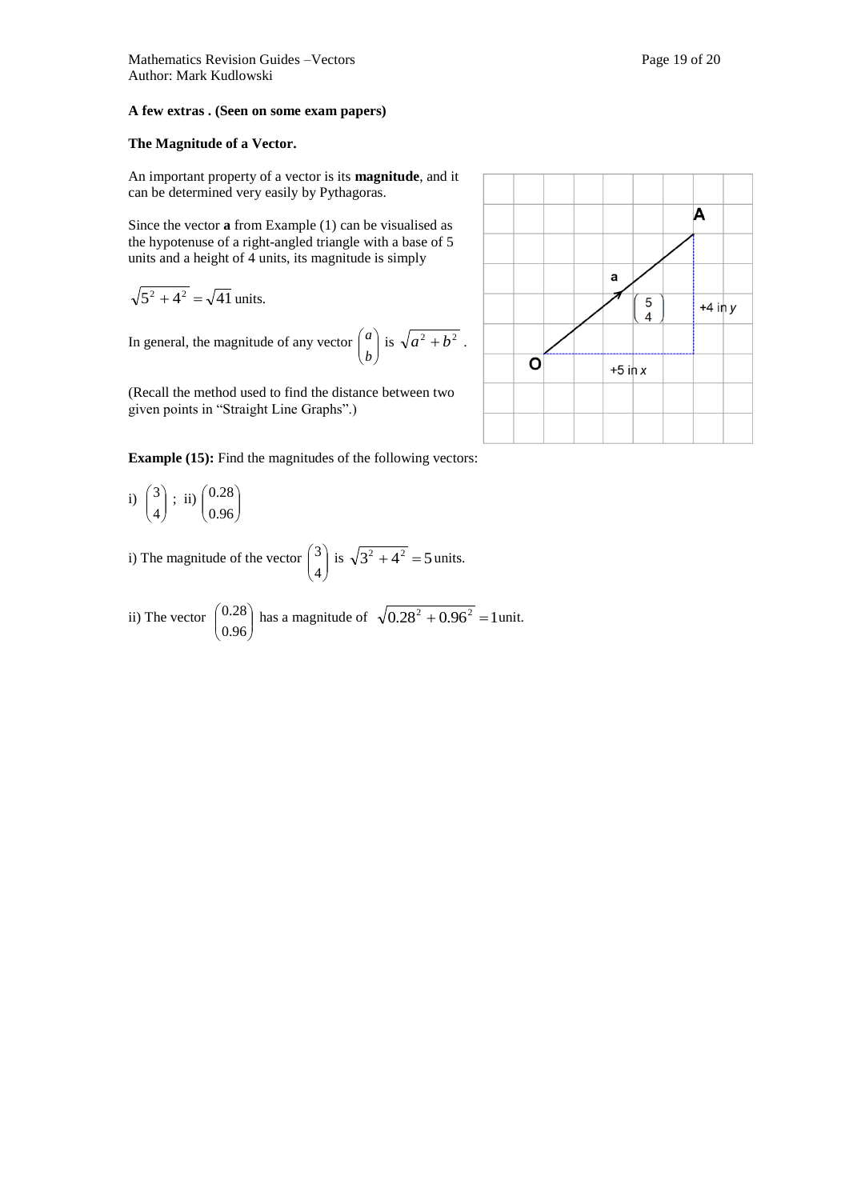**A few extras . (Seen on some exam papers)**

**The Magnitude of a Vector.**

An important property of a vector is its **magnitude**, and it can be determined very easily by Pythagoras.

Since the vector **a** from Example (1) can be visualised as the hypotenuse of a right-angled triangle with a base of 5 units and a height of 4 units, its magnitude is simply

$\sqrt{5^2 + 4^2} = \sqrt{41}$ units.

In general, the magnitude of any vector $\begin{pmatrix} a \\ b \end{pmatrix}$ is $\sqrt{a^2 + b^2}$ .

(Recall the method used to find the distance between two given points in "Straight Line Graphs".)

**Example (15):** Find the magnitudes of the following vectors:

i) $\begin{pmatrix} 3 \\ 4 \end{pmatrix}$ ; ii) $\begin{pmatrix} 0.28 \\ 0.96 \end{pmatrix}$

i) The magnitude of the vector $\begin{pmatrix} 3 \\ 4 \end{pmatrix}$ is $\sqrt{3^2 + 4^2} = 5$ units.

ii) The vector $\begin{pmatrix} 0.28 \\ 0.96 \end{pmatrix}$ has a magnitude of $\sqrt{0.28^2 + 0.96^2} = 1$ unit.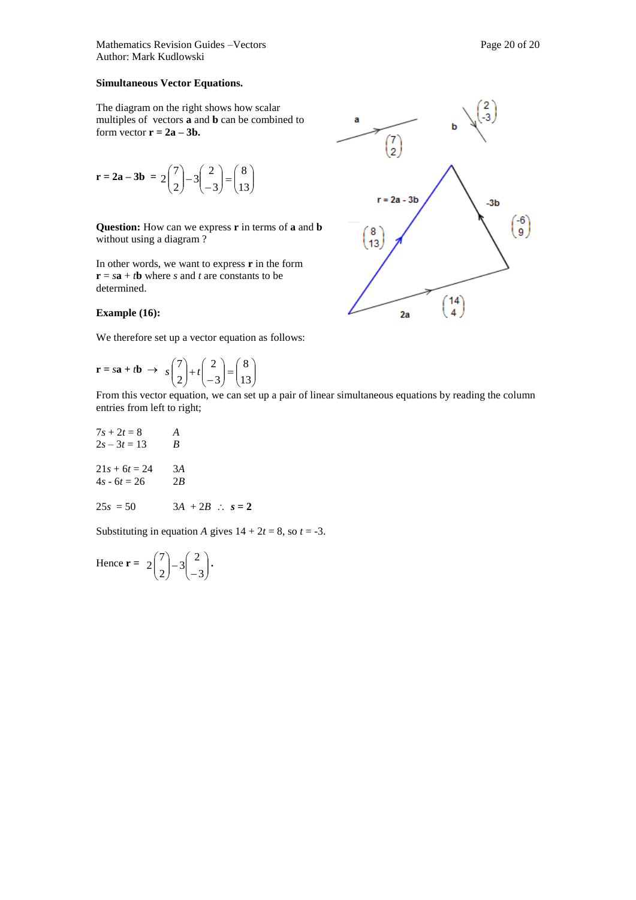### Simultaneous Vector Equations.

The diagram on the right shows how scalar multiples of vectors **a** and **b** can be combined to form vector **r = 2a – 3b.**

a
$\begin{pmatrix} 7 \\ 2 \end{pmatrix}$
b
$\begin{pmatrix} 2 \\ -3 \end{pmatrix}$
r = 2a - 3b
$\begin{pmatrix} 8 \\ 13 \end{pmatrix}$
-3b
$\begin{pmatrix} -6 \\ 9 \end{pmatrix}$
2a
$\begin{pmatrix} 14 \\ 4 \end{pmatrix}$

$$\mathbf{r} = 2\mathbf{a} - 3\mathbf{b} = 2\begin{pmatrix} 7 \\ 2 \end{pmatrix} - 3\begin{pmatrix} 2 \\ -3 \end{pmatrix} = \begin{pmatrix} 8 \\ 13 \end{pmatrix}$$

**Question:** How can we express **r** in terms of **a** and **b** without using a diagram ?

In other words, we want to express **r** in the form **r** = $s$**a** + $t$**b** where $s$ and $t$ are constants to be determined.

**Example (16):**

We therefore set up a vector equation as follows:

$$\mathbf{r} = s\mathbf{a} + t\mathbf{b} \rightarrow s\begin{pmatrix} 7 \\ 2 \end{pmatrix} + t\begin{pmatrix} 2 \\ -3 \end{pmatrix} = \begin{pmatrix} 8 \\ 13 \end{pmatrix}$$

From this vector equation, we can set up a pair of linear simultaneous equations by reading the column entries from left to right;

$7s + 2t = 8$ &nbsp;&nbsp;&nbsp; $A$
$2s - 3t = 13$ &nbsp;&nbsp;&nbsp; $B$

$21s + 6t = 24$ &nbsp;&nbsp;&nbsp; $3A$
$4s - 6t = 26$ &nbsp;&nbsp;&nbsp; $2B$

$25s = 50$ &nbsp;&nbsp;&nbsp; $3A + 2B \;\therefore\; \mathbf{s = 2}$

Substituting in equation $A$ gives $14 + 2t = 8$, so $t = -3$.

Hence $\mathbf{r} = 2\begin{pmatrix} 7 \\ 2 \end{pmatrix} - 3\begin{pmatrix} 2 \\ -3 \end{pmatrix}$.